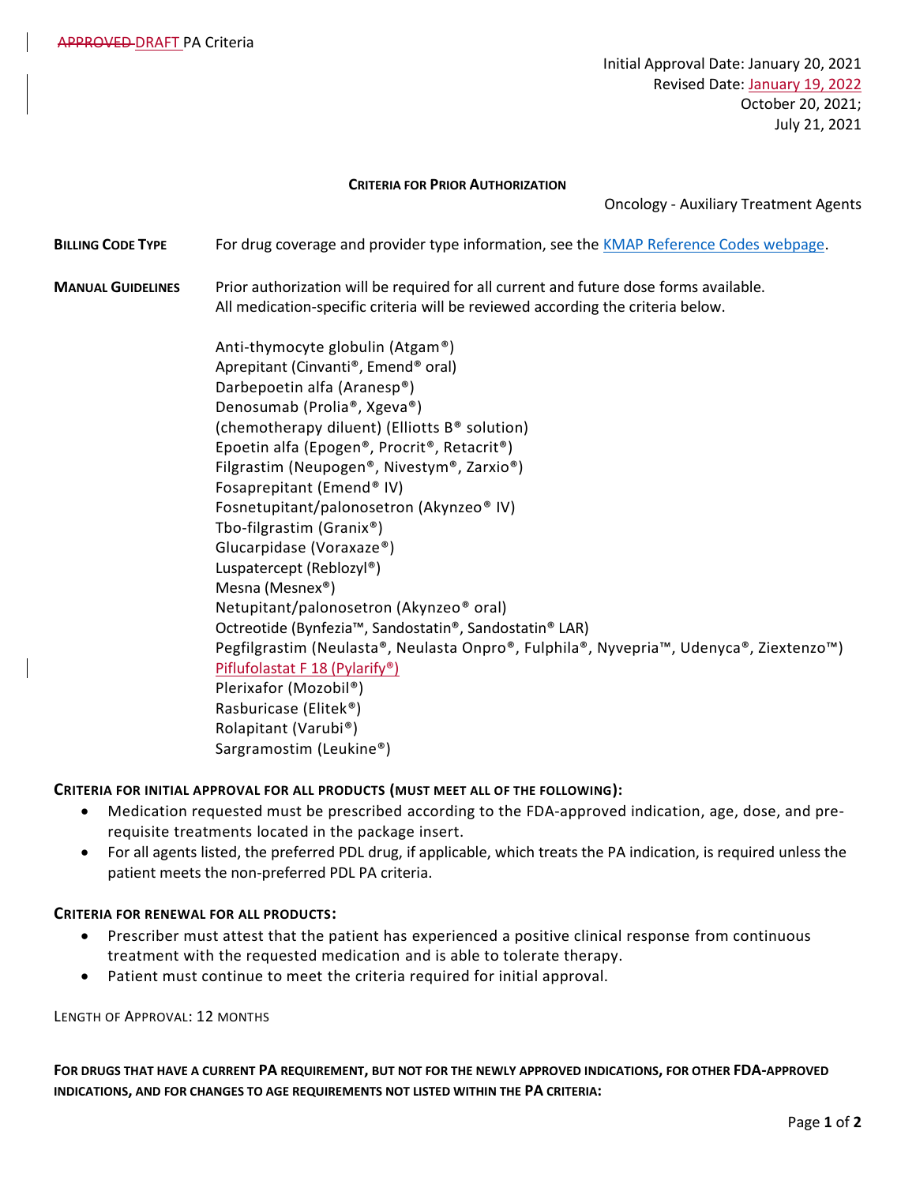~~APPROVED~~ DRAFT PA Criteria

Initial Approval Date: January 20, 2021
Revised Date: January 19, 2022
October 20, 2021;
July 21, 2021

**CRITERIA FOR PRIOR AUTHORIZATION**

Oncology - Auxiliary Treatment Agents

**BILLING CODE TYPE** For drug coverage and provider type information, see the KMAP Reference Codes webpage.

**MANUAL GUIDELINES** Prior authorization will be required for all current and future dose forms available. All medication-specific criteria will be reviewed according the criteria below.

Anti-thymocyte globulin (Atgam®)
Aprepitant (Cinvanti®, Emend® oral)
Darbepoetin alfa (Aranesp®)
Denosumab (Prolia®, Xgeva®)
(chemotherapy diluent) (Elliotts B® solution)
Epoetin alfa (Epogen®, Procrit®, Retacrit®)
Filgrastim (Neupogen®, Nivestym®, Zarxio®)
Fosaprepitant (Emend® IV)
Fosnetupitant/palonosetron (Akynzeo® IV)
Tbo-filgrastim (Granix®)
Glucarpidase (Voraxaze®)
Luspatercept (Reblozyl®)
Mesna (Mesnex®)
Netupitant/palonosetron (Akynzeo® oral)
Octreotide (Bynfezia™, Sandostatin®, Sandostatin® LAR)
Pegfilgrastim (Neulasta®, Neulasta Onpro®, Fulphila®, Nyvepria™, Udenyca®, Ziextenzo™)
Piflufolastat F 18 (Pylarify®)
Plerixafor (Mozobil®)
Rasburicase (Elitek®)
Rolapitant (Varubi®)
Sargramostim (Leukine®)

**CRITERIA FOR INITIAL APPROVAL FOR ALL PRODUCTS (MUST MEET ALL OF THE FOLLOWING):**

- Medication requested must be prescribed according to the FDA-approved indication, age, dose, and pre-requisite treatments located in the package insert.
- For all agents listed, the preferred PDL drug, if applicable, which treats the PA indication, is required unless the patient meets the non-preferred PDL PA criteria.

**CRITERIA FOR RENEWAL FOR ALL PRODUCTS:**

- Prescriber must attest that the patient has experienced a positive clinical response from continuous treatment with the requested medication and is able to tolerate therapy.
- Patient must continue to meet the criteria required for initial approval.

LENGTH OF APPROVAL: 12 MONTHS

**FOR DRUGS THAT HAVE A CURRENT PA REQUIREMENT, BUT NOT FOR THE NEWLY APPROVED INDICATIONS, FOR OTHER FDA-APPROVED INDICATIONS, AND FOR CHANGES TO AGE REQUIREMENTS NOT LISTED WITHIN THE PA CRITERIA:**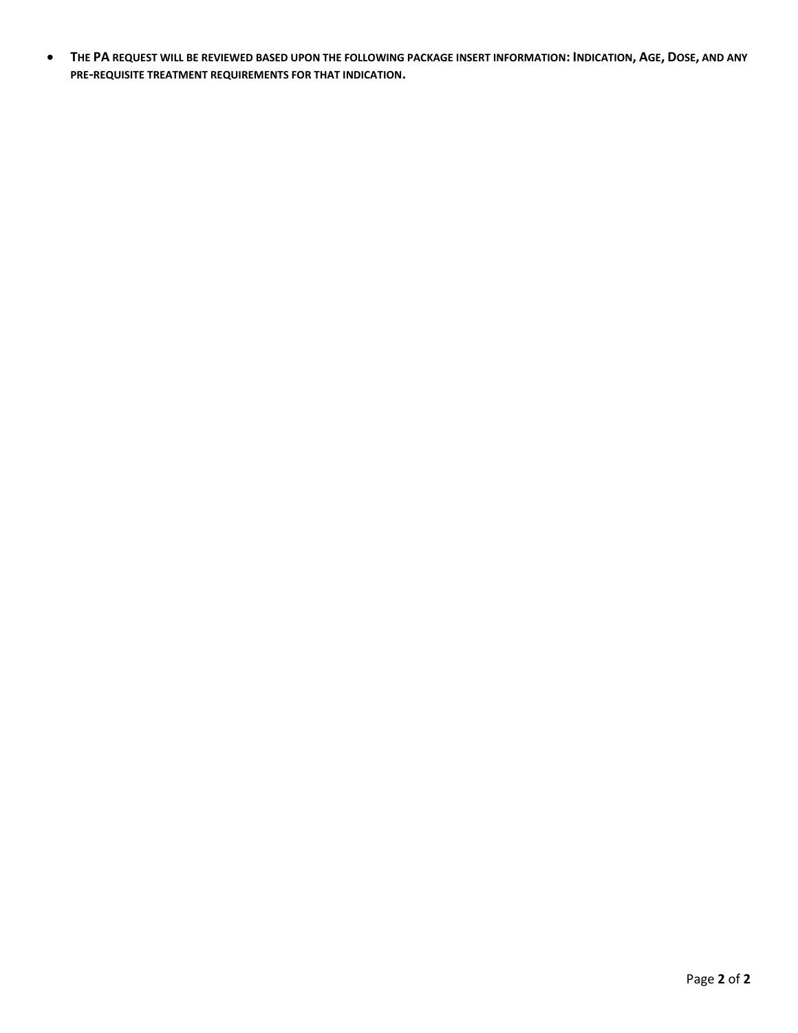- **THE PA REQUEST WILL BE REVIEWED BASED UPON THE FOLLOWING PACKAGE INSERT INFORMATION: INDICATION, AGE, DOSE, AND ANY PRE-REQUISITE TREATMENT REQUIREMENTS FOR THAT INDICATION.**